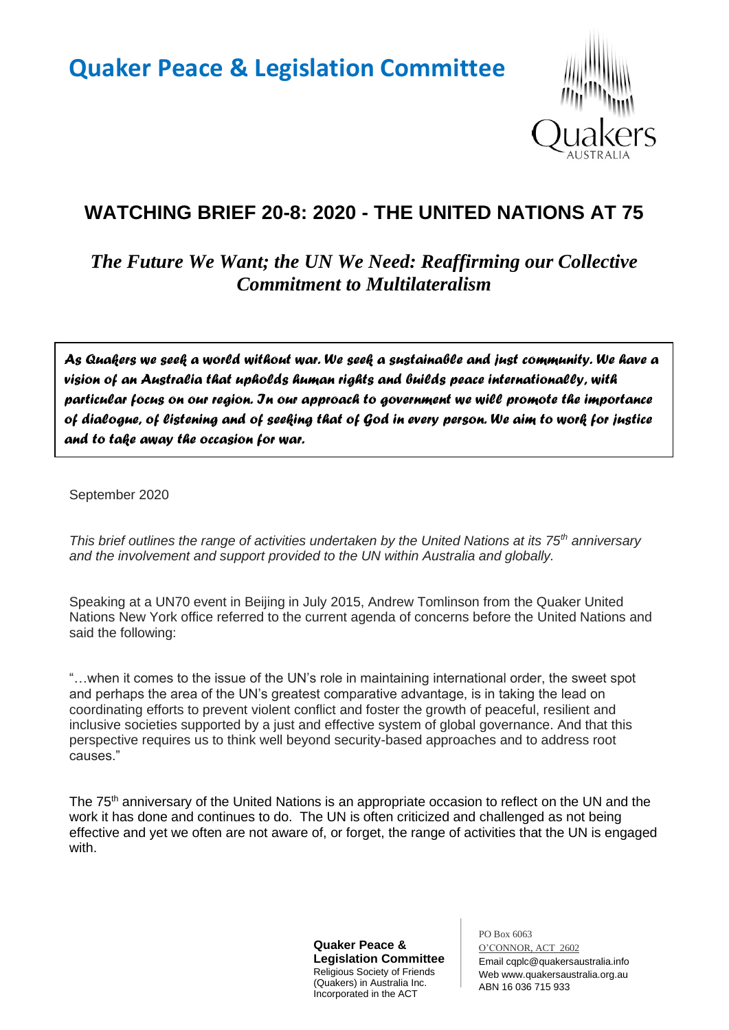# Quaker Peace & Legislation Committee

## WATCHING BRIEF 20-8: 2020 - THE UNITED NATIONS AT 75

### *The Future We Want; the UN We Need: Reaffirming our Collective Commitment to Multilateralism*

> ***As Quakers we seek a world without war. We seek a sustainable and just community. We have a vision of an Australia that upholds human rights and builds peace internationally, with particular focus on our region. In our approach to government we will promote the importance of dialogue, of listening and of seeking that of God in every person. We aim to work for justice and to take away the occasion for war.***

September 2020

*This brief outlines the range of activities undertaken by the United Nations at its 75th anniversary and the involvement and support provided to the UN within Australia and globally.*

Speaking at a UN70 event in Beijing in July 2015, Andrew Tomlinson from the Quaker United Nations New York office referred to the current agenda of concerns before the United Nations and said the following:

"…when it comes to the issue of the UN's role in maintaining international order, the sweet spot and perhaps the area of the UN's greatest comparative advantage, is in taking the lead on coordinating efforts to prevent violent conflict and foster the growth of peaceful, resilient and inclusive societies supported by a just and effective system of global governance. And that this perspective requires us to think well beyond security-based approaches and to address root causes."

The 75th anniversary of the United Nations is an appropriate occasion to reflect on the UN and the work it has done and continues to do. The UN is often criticized and challenged as not being effective and yet we often are not aware of, or forget, the range of activities that the UN is engaged with.

**Quaker Peace & Legislation Committee**
Religious Society of Friends (Quakers) in Australia Inc.
Incorporated in the ACT

PO Box 6063
O'CONNOR, ACT 2602
Email cqplc@quakersaustralia.info
Web www.quakersaustralia.org.au
ABN 16 036 715 933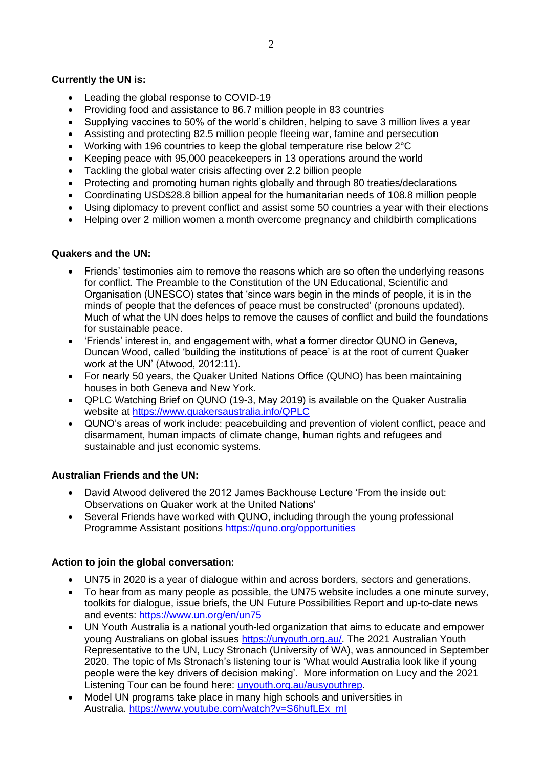**Currently the UN is:**

- Leading the global response to COVID-19
- Providing food and assistance to 86.7 million people in 83 countries
- Supplying vaccines to 50% of the world's children, helping to save 3 million lives a year
- Assisting and protecting 82.5 million people fleeing war, famine and persecution
- Working with 196 countries to keep the global temperature rise below 2°C
- Keeping peace with 95,000 peacekeepers in 13 operations around the world
- Tackling the global water crisis affecting over 2.2 billion people
- Protecting and promoting human rights globally and through 80 treaties/declarations
- Coordinating USD$28.8 billion appeal for the humanitarian needs of 108.8 million people
- Using diplomacy to prevent conflict and assist some 50 countries a year with their elections
- Helping over 2 million women a month overcome pregnancy and childbirth complications

**Quakers and the UN:**

- Friends' testimonies aim to remove the reasons which are so often the underlying reasons for conflict. The Preamble to the Constitution of the UN Educational, Scientific and Organisation (UNESCO) states that 'since wars begin in the minds of people, it is in the minds of people that the defences of peace must be constructed' (pronouns updated). Much of what the UN does helps to remove the causes of conflict and build the foundations for sustainable peace.
- 'Friends' interest in, and engagement with, what a former director QUNO in Geneva, Duncan Wood, called 'building the institutions of peace' is at the root of current Quaker work at the UN' (Atwood, 2012:11).
- For nearly 50 years, the Quaker United Nations Office (QUNO) has been maintaining houses in both Geneva and New York.
- QPLC Watching Brief on QUNO (19-3, May 2019) is available on the Quaker Australia website at https://www.quakersaustralia.info/QPLC
- QUNO's areas of work include: peacebuilding and prevention of violent conflict, peace and disarmament, human impacts of climate change, human rights and refugees and sustainable and just economic systems.

**Australian Friends and the UN:**

- David Atwood delivered the 2012 James Backhouse Lecture 'From the inside out: Observations on Quaker work at the United Nations'
- Several Friends have worked with QUNO, including through the young professional Programme Assistant positions https://quno.org/opportunities

**Action to join the global conversation:**

- UN75 in 2020 is a year of dialogue within and across borders, sectors and generations.
- To hear from as many people as possible, the UN75 website includes a one minute survey, toolkits for dialogue, issue briefs, the UN Future Possibilities Report and up-to-date news and events: https://www.un.org/en/un75
- UN Youth Australia is a national youth-led organization that aims to educate and empower young Australians on global issues https://unyouth.org.au/. The 2021 Australian Youth Representative to the UN, Lucy Stronach (University of WA), was announced in September 2020. The topic of Ms Stronach's listening tour is 'What would Australia look like if young people were the key drivers of decision making'. More information on Lucy and the 2021 Listening Tour can be found here: unyouth.org.au/ausyouthrep.
- Model UN programs take place in many high schools and universities in Australia. https://www.youtube.com/watch?v=S6hufLEx_ml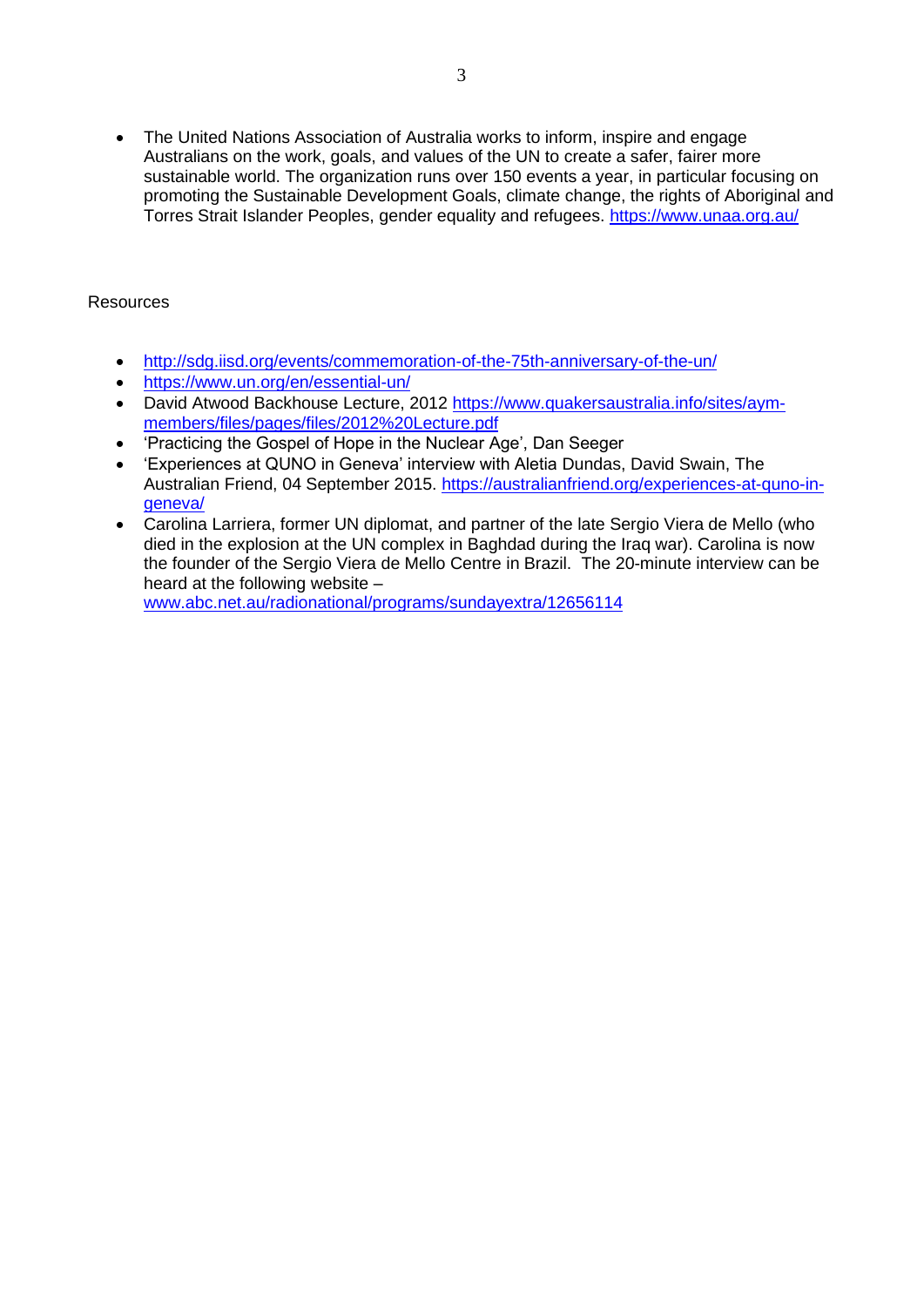- The United Nations Association of Australia works to inform, inspire and engage Australians on the work, goals, and values of the UN to create a safer, fairer more sustainable world. The organization runs over 150 events a year, in particular focusing on promoting the Sustainable Development Goals, climate change, the rights of Aboriginal and Torres Strait Islander Peoples, gender equality and refugees. https://www.unaa.org.au/

Resources

- http://sdg.iisd.org/events/commemoration-of-the-75th-anniversary-of-the-un/
- https://www.un.org/en/essential-un/
- David Atwood Backhouse Lecture, 2012 https://www.quakersaustralia.info/sites/aym-members/files/pages/files/2012%20Lecture.pdf
- 'Practicing the Gospel of Hope in the Nuclear Age', Dan Seeger
- 'Experiences at QUNO in Geneva' interview with Aletia Dundas, David Swain, The Australian Friend, 04 September 2015. https://australianfriend.org/experiences-at-quno-in-geneva/
- Carolina Larriera, former UN diplomat, and partner of the late Sergio Viera de Mello (who died in the explosion at the UN complex in Baghdad during the Iraq war). Carolina is now the founder of the Sergio Viera de Mello Centre in Brazil. The 20-minute interview can be heard at the following website – www.abc.net.au/radionational/programs/sundayextra/12656114